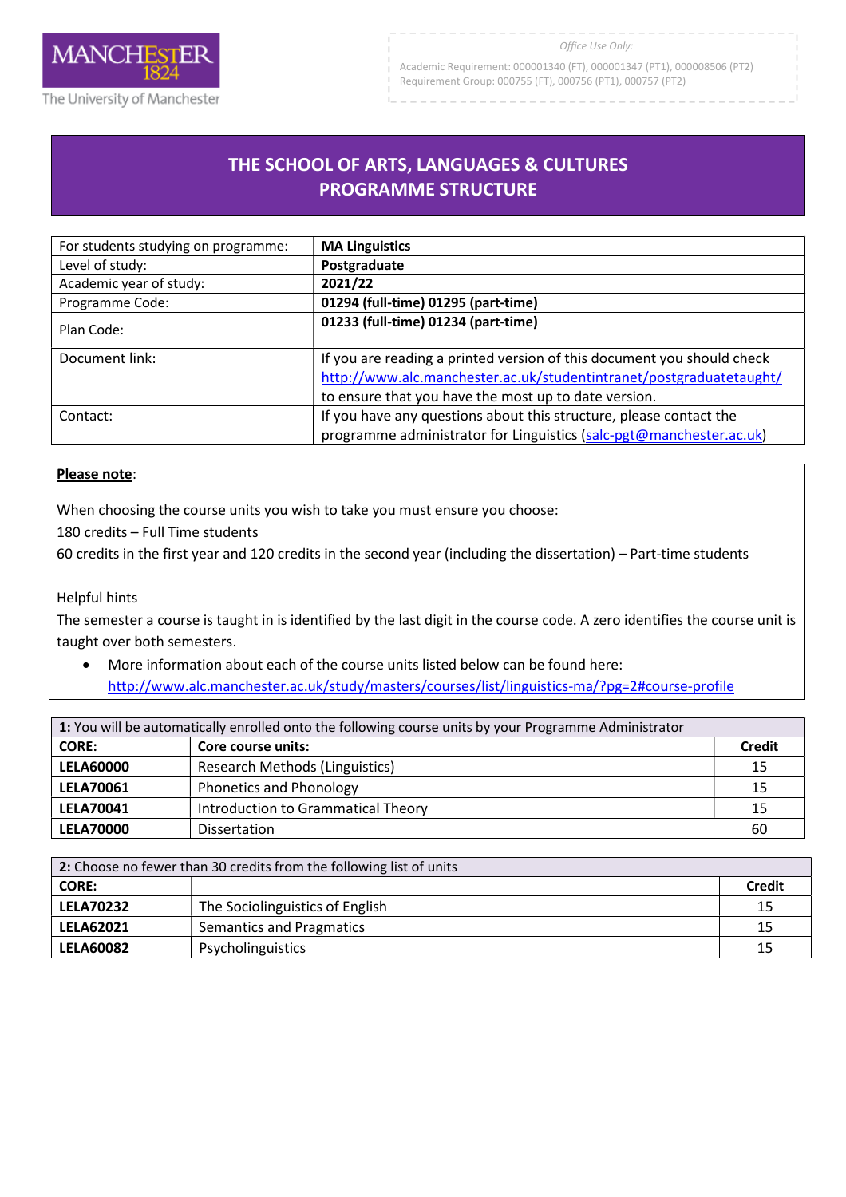MANCHESTER 1824
The University of Manchester

*Office Use Only:*

Academic Requirement: 000001340 (FT), 000001347 (PT1), 000008506 (PT2)
Requirement Group: 000755 (FT), 000756 (PT1), 000757 (PT2)

# THE SCHOOL OF ARTS, LANGUAGES & CULTURES
# PROGRAMME STRUCTURE

| For students studying on programme: | **MA Linguistics** |
|---|---|
| Level of study: | **Postgraduate** |
| Academic year of study: | **2021/22** |
| Programme Code: | **01294 (full-time) 01295 (part-time)** |
| Plan Code: | **01233 (full-time) 01234 (part-time)** |
| Document link: | If you are reading a printed version of this document you should check http://www.alc.manchester.ac.uk/studentintranet/postgraduatetaught/ to ensure that you have the most up to date version. |
| Contact: | If you have any questions about this structure, please contact the programme administrator for Linguistics (salc-pgt@manchester.ac.uk) |

**Please note**:

When choosing the course units you wish to take you must ensure you choose:
180 credits – Full Time students
60 credits in the first year and 120 credits in the second year (including the dissertation) – Part-time students

Helpful hints
The semester a course is taught in is identified by the last digit in the course code. A zero identifies the course unit is taught over both semesters.

- More information about each of the course units listed below can be found here: http://www.alc.manchester.ac.uk/study/masters/courses/list/linguistics-ma/?pg=2#course-profile

| **1:** You will be automatically enrolled onto the following course units by your Programme Administrator | | |
|---|---|---|
| **CORE:** | **Core course units:** | **Credit** |
| **LELA60000** | Research Methods (Linguistics) | 15 |
| **LELA70061** | Phonetics and Phonology | 15 |
| **LELA70041** | Introduction to Grammatical Theory | 15 |
| **LELA70000** | Dissertation | 60 |

| **2:** Choose no fewer than 30 credits from the following list of units | | |
|---|---|---|
| **CORE:** | | **Credit** |
| **LELA70232** | The Sociolinguistics of English | 15 |
| **LELA62021** | Semantics and Pragmatics | 15 |
| **LELA60082** | Psycholinguistics | 15 |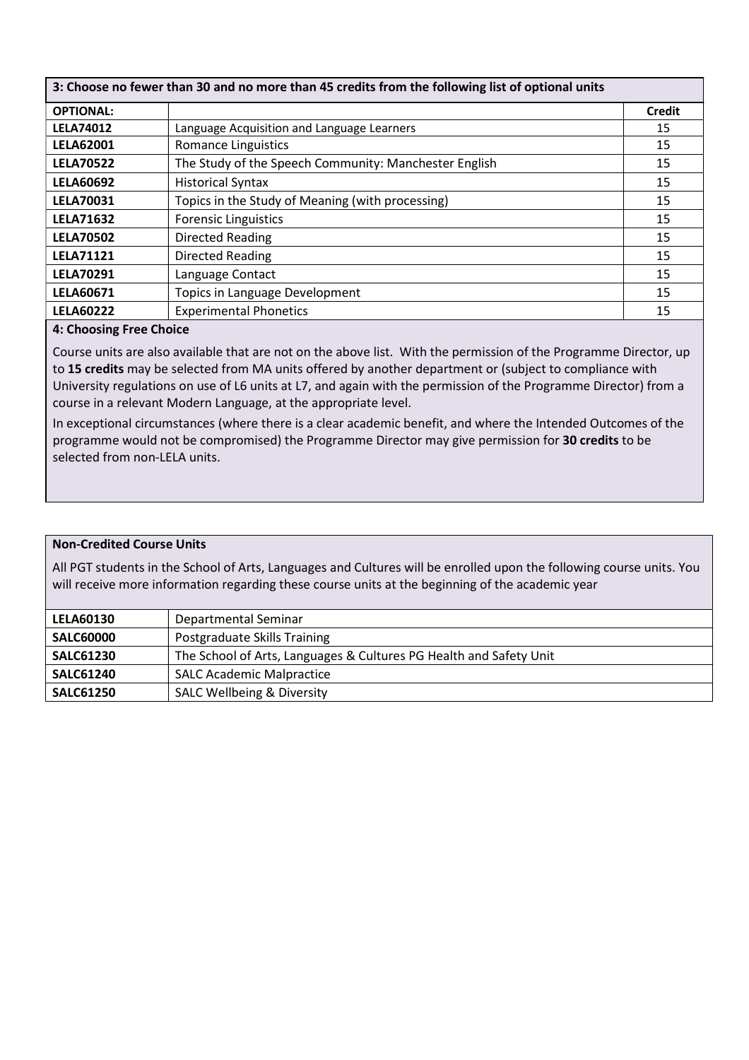### 3: Choose no fewer than 30 and no more than 45 credits from the following list of optional units

| OPTIONAL: | | Credit |
|---|---|---|
| LELA74012 | Language Acquisition and Language Learners | 15 |
| LELA62001 | Romance Linguistics | 15 |
| LELA70522 | The Study of the Speech Community: Manchester English | 15 |
| LELA60692 | Historical Syntax | 15 |
| LELA70031 | Topics in the Study of Meaning (with processing) | 15 |
| LELA71632 | Forensic Linguistics | 15 |
| LELA70502 | Directed Reading | 15 |
| LELA71121 | Directed Reading | 15 |
| LELA70291 | Language Contact | 15 |
| LELA60671 | Topics in Language Development | 15 |
| LELA60222 | Experimental Phonetics | 15 |

### 4: Choosing Free Choice

Course units are also available that are not on the above list. With the permission of the Programme Director, up to **15 credits** may be selected from MA units offered by another department or (subject to compliance with University regulations on use of L6 units at L7, and again with the permission of the Programme Director) from a course in a relevant Modern Language, at the appropriate level.

In exceptional circumstances (where there is a clear academic benefit, and where the Intended Outcomes of the programme would not be compromised) the Programme Director may give permission for **30 credits** to be selected from non-LELA units.

### Non-Credited Course Units

All PGT students in the School of Arts, Languages and Cultures will be enrolled upon the following course units. You will receive more information regarding these course units at the beginning of the academic year

| | |
|---|---|
| LELA60130 | Departmental Seminar |
| SALC60000 | Postgraduate Skills Training |
| SALC61230 | The School of Arts, Languages & Cultures PG Health and Safety Unit |
| SALC61240 | SALC Academic Malpractice |
| SALC61250 | SALC Wellbeing & Diversity |